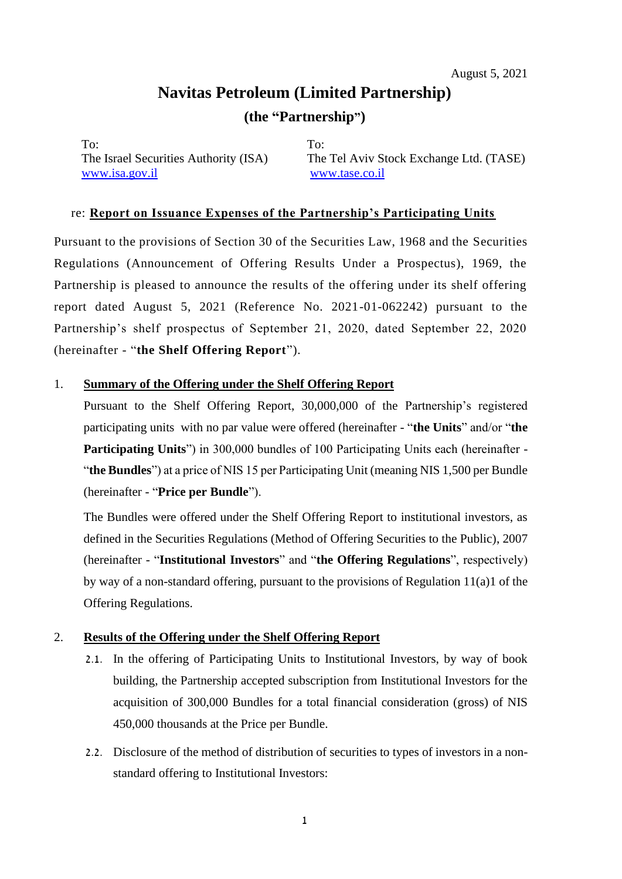August 5, 2021

# Navitas Petroleum (Limited Partnership)

## (the "Partnership")

To:
The Israel Securities Authority (ISA)
www.isa.gov.il

To:
The Tel Aviv Stock Exchange Ltd. (TASE)
www.tase.co.il

re: **Report on Issuance Expenses of the Partnership's Participating Units**

Pursuant to the provisions of Section 30 of the Securities Law, 1968 and the Securities Regulations (Announcement of Offering Results Under a Prospectus), 1969, the Partnership is pleased to announce the results of the offering under its shelf offering report dated August 5, 2021 (Reference No. 2021-01-062242) pursuant to the Partnership's shelf prospectus of September 21, 2020, dated September 22, 2020 (hereinafter - "**the Shelf Offering Report**").

1. **Summary of the Offering under the Shelf Offering Report**

   Pursuant to the Shelf Offering Report, 30,000,000 of the Partnership's registered participating units with no par value were offered (hereinafter - "**the Units**" and/or "**the Participating Units**") in 300,000 bundles of 100 Participating Units each (hereinafter - "**the Bundles**") at a price of NIS 15 per Participating Unit (meaning NIS 1,500 per Bundle (hereinafter - "**Price per Bundle**").

   The Bundles were offered under the Shelf Offering Report to institutional investors, as defined in the Securities Regulations (Method of Offering Securities to the Public), 2007 (hereinafter - "**Institutional Investors**" and "**the Offering Regulations**", respectively) by way of a non-standard offering, pursuant to the provisions of Regulation 11(a)1 of the Offering Regulations.

2. **Results of the Offering under the Shelf Offering Report**

   2.1. In the offering of Participating Units to Institutional Investors, by way of book building, the Partnership accepted subscription from Institutional Investors for the acquisition of 300,000 Bundles for a total financial consideration (gross) of NIS 450,000 thousands at the Price per Bundle.

   2.2. Disclosure of the method of distribution of securities to types of investors in a non-standard offering to Institutional Investors: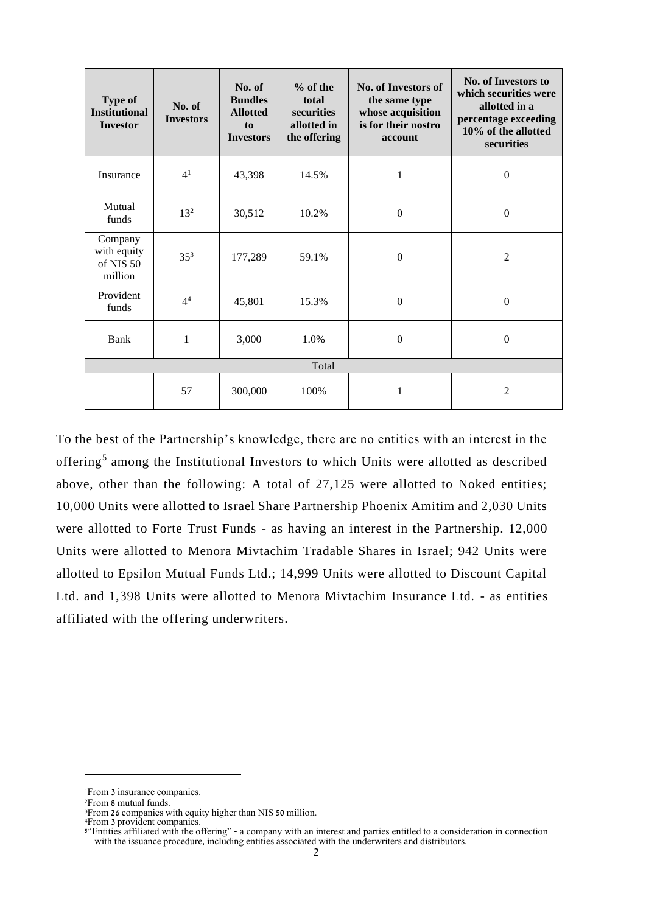| Type of Institutional Investor | No. of Investors | No. of Bundles Allotted to Investors | % of the total securities allotted in the offering | No. of Investors of the same type whose acquisition is for their nostro account | No. of Investors to which securities were allotted in a percentage exceeding 10% of the allotted securities |
|---|---|---|---|---|---|
| Insurance | 4[1] | 43,398 | 14.5% | 1 | 0 |
| Mutual funds | 13[2] | 30,512 | 10.2% | 0 | 0 |
| Company with equity of NIS 50 million | 35[3] | 177,289 | 59.1% | 0 | 2 |
| Provident funds | 4[4] | 45,801 | 15.3% | 0 | 0 |
| Bank | 1 | 3,000 | 1.0% | 0 | 0 |
| Total | | | | | |
| | 57 | 300,000 | 100% | 1 | 2 |

To the best of the Partnership's knowledge, there are no entities with an interest in the offering[5] among the Institutional Investors to which Units were allotted as described above, other than the following: A total of 27,125 were allotted to Noked entities; 10,000 Units were allotted to Israel Share Partnership Phoenix Amitim and 2,030 Units were allotted to Forte Trust Funds - as having an interest in the Partnership. 12,000 Units were allotted to Menora Mivtachim Tradable Shares in Israel; 942 Units were allotted to Epsilon Mutual Funds Ltd.; 14,999 Units were allotted to Discount Capital Ltd. and 1,398 Units were allotted to Menora Mivtachim Insurance Ltd. - as entities affiliated with the offering underwriters.

[1] From 3 insurance companies.

[2] From 8 mutual funds.

[3] From 26 companies with equity higher than NIS 50 million.

[4] From 3 provident companies.

[5] "Entities affiliated with the offering" - a company with an interest and parties entitled to a consideration in connection with the issuance procedure, including entities associated with the underwriters and distributors.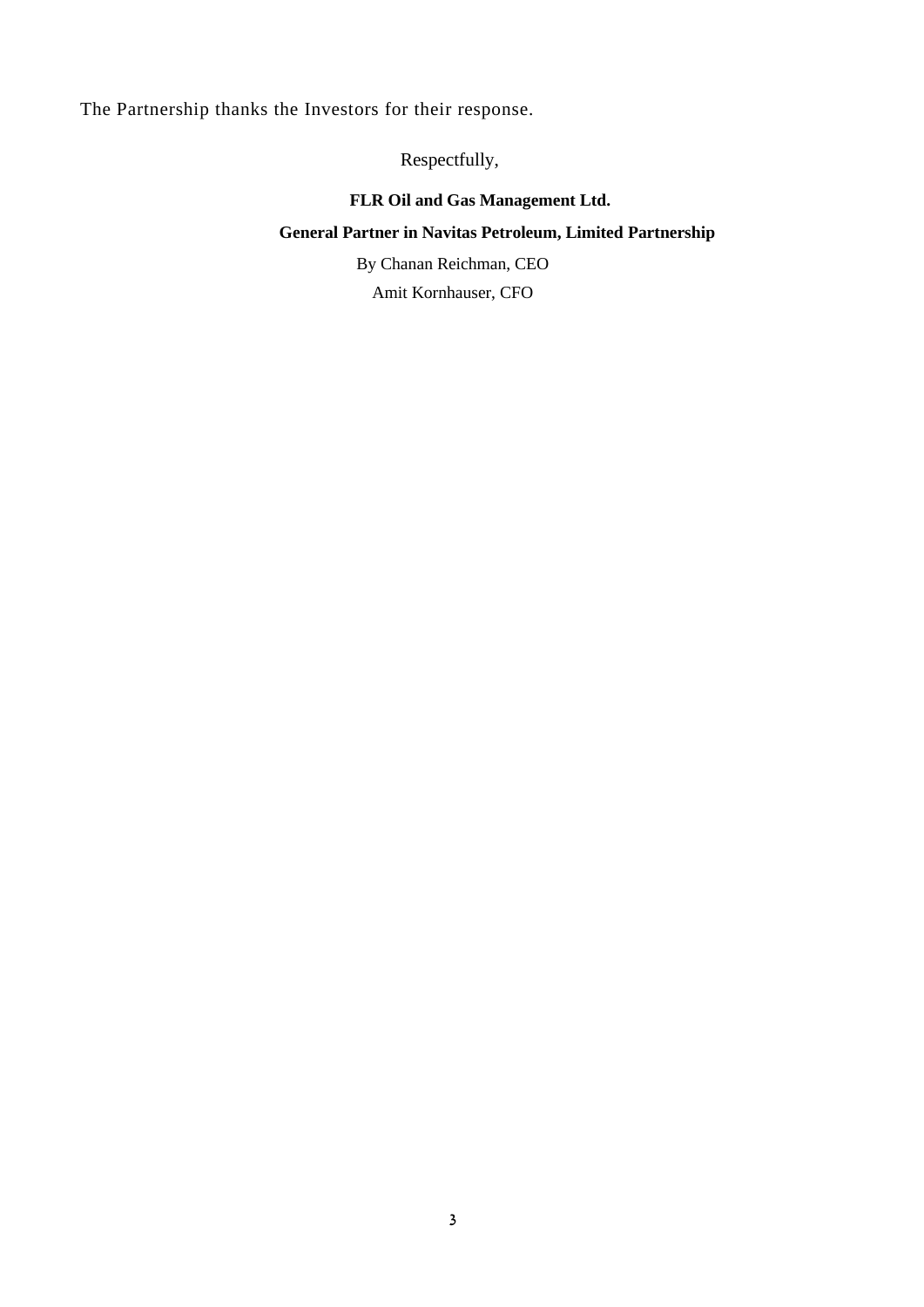The Partnership thanks the Investors for their response.

Respectfully,

**FLR Oil and Gas Management Ltd.**

**General Partner in Navitas Petroleum, Limited Partnership**

By Chanan Reichman, CEO

Amit Kornhauser, CFO